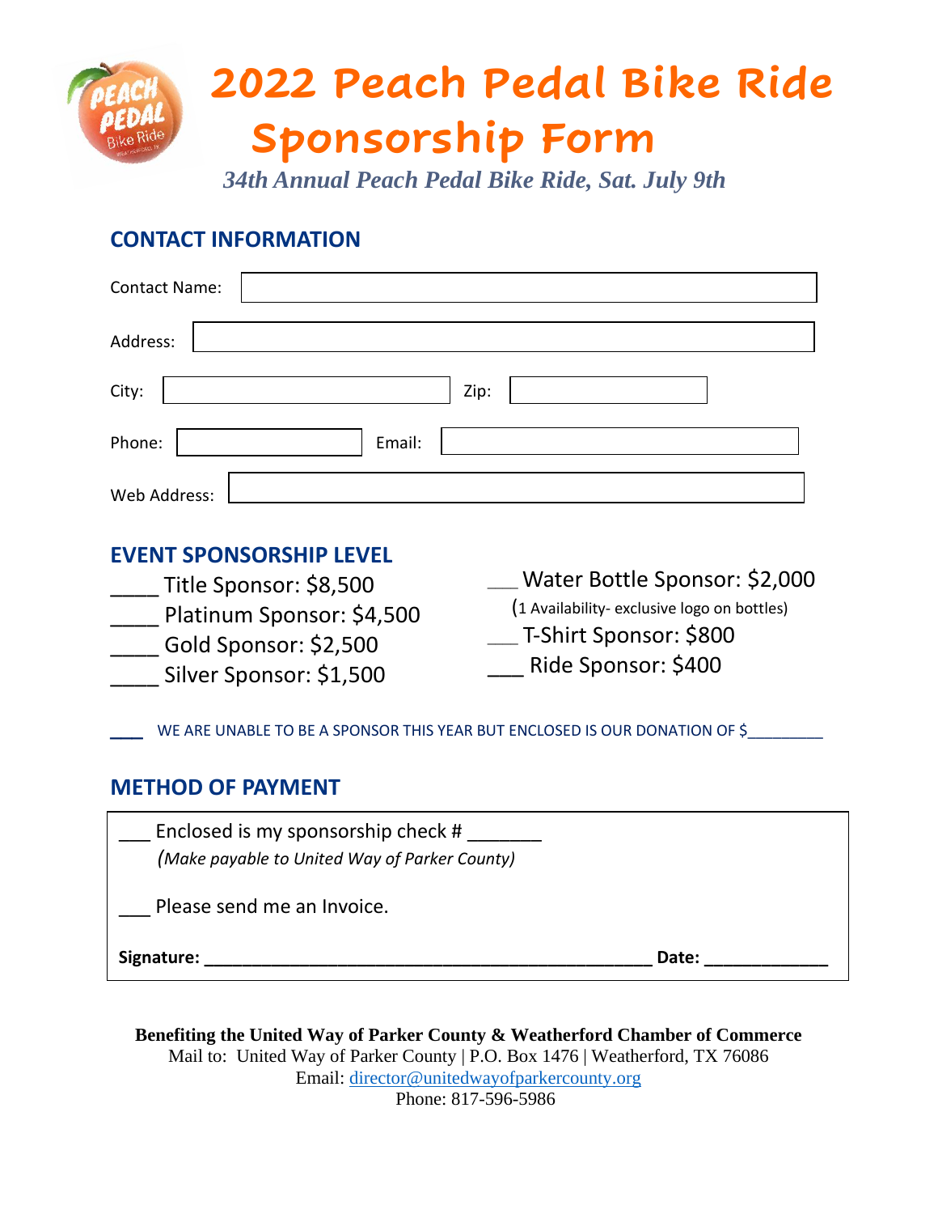# 2022 Peach Pedal Bike Ride Sponsorship Form

*34th Annual Peach Pedal Bike Ride, Sat. July 9th*

## CONTACT INFORMATION

Contact Name:

Address:

City: Zip:

Phone: Email:

Web Address:

## EVENT SPONSORSHIP LEVEL

____ Title Sponsor: $8,500

____ Platinum Sponsor: $4,500

____ Gold Sponsor: $2,500

____ Silver Sponsor: $1,500

___ Water Bottle Sponsor: $2,000
(1 Availability- exclusive logo on bottles)

___ T-Shirt Sponsor: $800

___ Ride Sponsor: $400

___ WE ARE UNABLE TO BE A SPONSOR THIS YEAR BUT ENCLOSED IS OUR DONATION OF $________

## METHOD OF PAYMENT

___ Enclosed is my sponsorship check # _______
*(Make payable to United Way of Parker County)*

___ Please send me an Invoice.

**Signature:** ______________________________________________ **Date:** ____________

**Benefiting the United Way of Parker County & Weatherford Chamber of Commerce**
Mail to: United Way of Parker County | P.O. Box 1476 | Weatherford, TX 76086
Email: director@unitedwayofparkercounty.org
Phone: 817-596-5986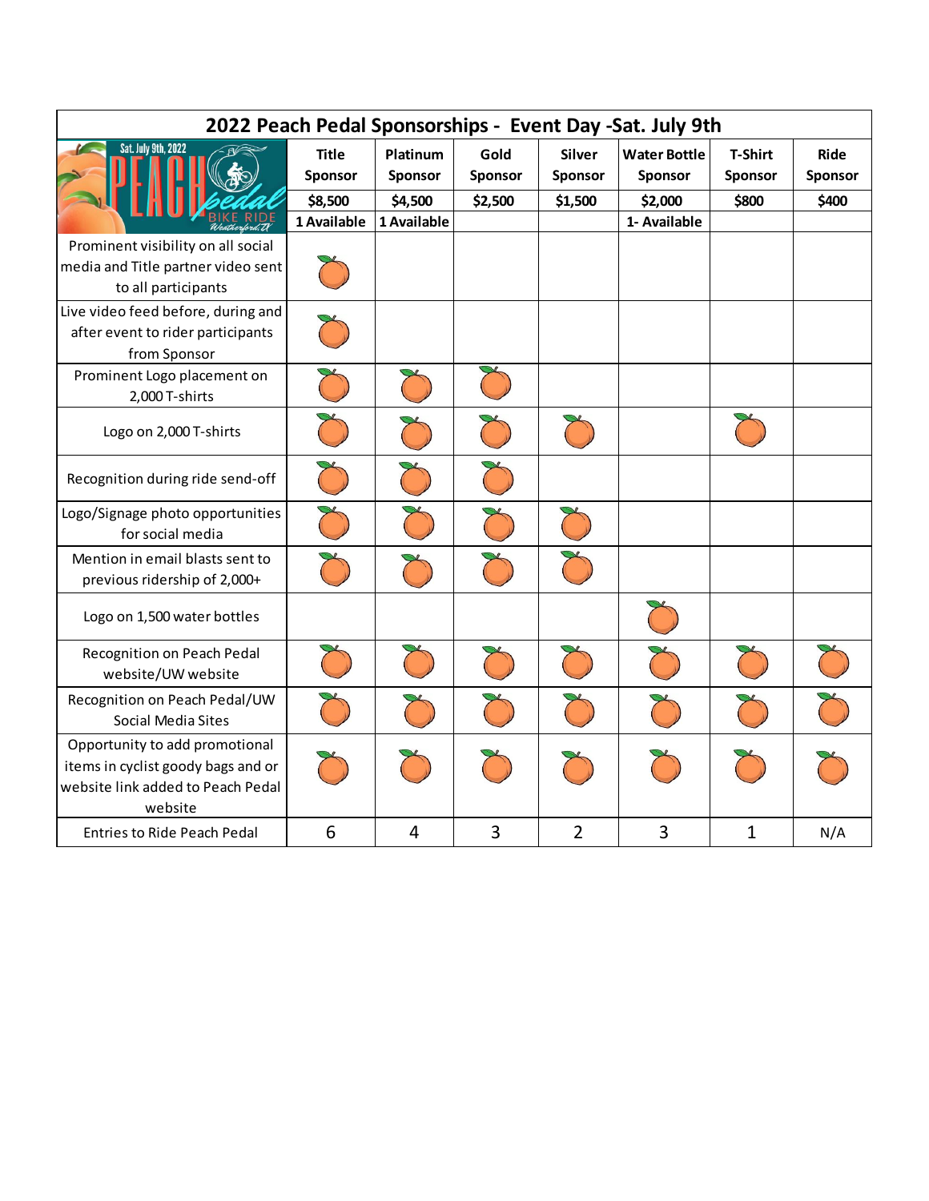## 2022 Peach Pedal Sponsorships - Event Day -Sat. July 9th

| Sat. July 9th, 2022 PEACH pedal BIKE RIDE Weatherford, TX | Title Sponsor | Platinum Sponsor | Gold Sponsor | Silver Sponsor | Water Bottle Sponsor | T-Shirt Sponsor | Ride Sponsor |
|---|---|---|---|---|---|---|---|
| | $8,500 | $4,500 | $2,500 | $1,500 | $2,000 | $800 | $400 |
| | 1 Available | 1 Available | | | 1- Available | | |
| Prominent visibility on all social media and Title partner video sent to all participants | 🍑 | | | | | | |
| Live video feed before, during and after event to rider participants from Sponsor | 🍑 | | | | | | |
| Prominent Logo placement on 2,000 T-shirts | 🍑 | 🍑 | 🍑 | | | | |
| Logo on 2,000 T-shirts | 🍑 | 🍑 | 🍑 | 🍑 | | 🍑 | |
| Recognition during ride send-off | 🍑 | 🍑 | 🍑 | | | | |
| Logo/Signage photo opportunities for social media | 🍑 | 🍑 | 🍑 | 🍑 | | | |
| Mention in email blasts sent to previous ridership of 2,000+ | 🍑 | 🍑 | 🍑 | 🍑 | | | |
| Logo on 1,500 water bottles | | | | | 🍑 | | |
| Recognition on Peach Pedal website/UW website | 🍑 | 🍑 | 🍑 | 🍑 | 🍑 | 🍑 | 🍑 |
| Recognition on Peach Pedal/UW Social Media Sites | 🍑 | 🍑 | 🍑 | 🍑 | 🍑 | 🍑 | 🍑 |
| Opportunity to add promotional items in cyclist goody bags and or website link added to Peach Pedal website | 🍑 | 🍑 | 🍑 | 🍑 | 🍑 | 🍑 | 🍑 |
| Entries to Ride Peach Pedal | 6 | 4 | 3 | 2 | 3 | 1 | N/A |